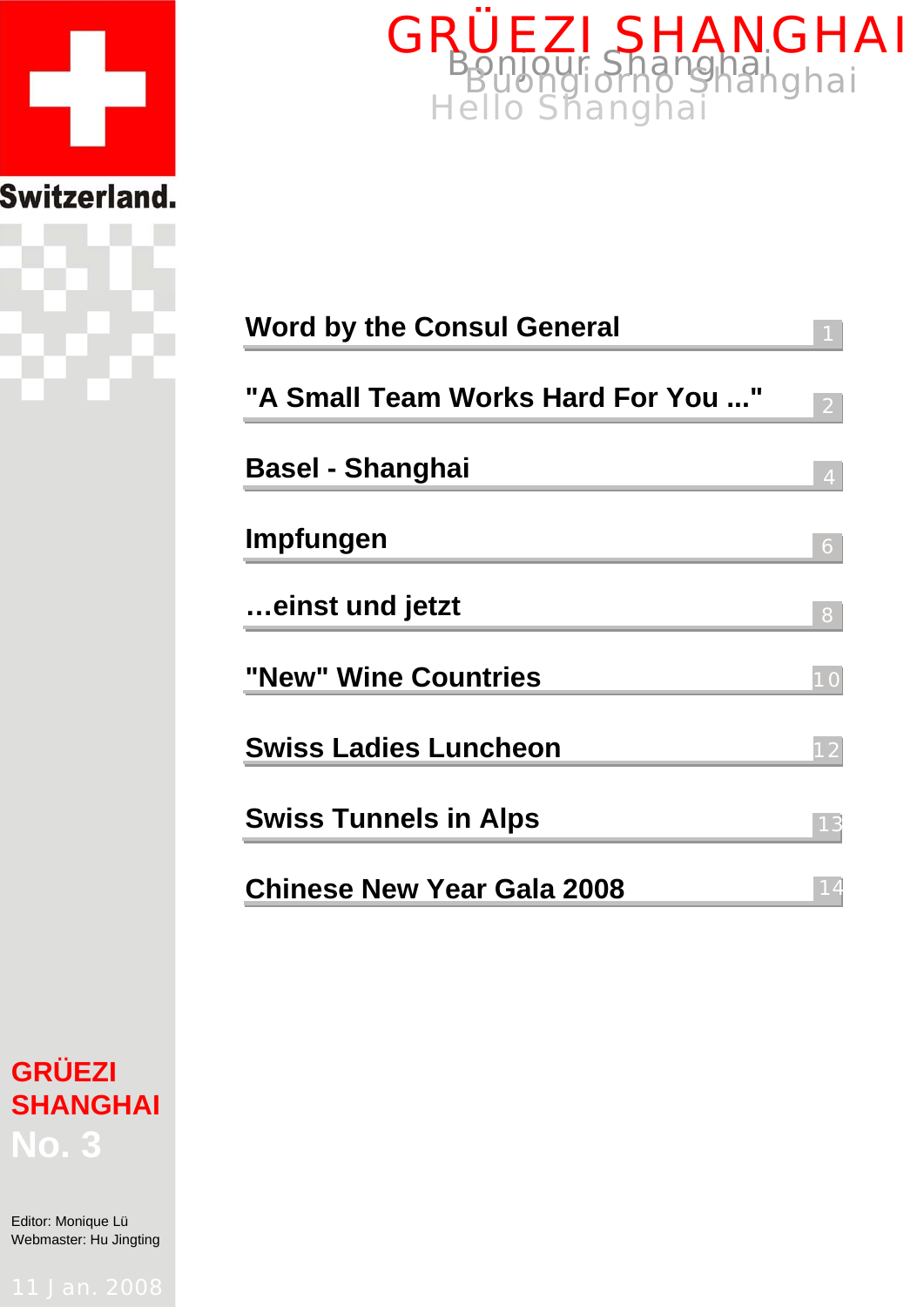Switzerland.

# GRÜEZI SHANGHAI

Bonjour Shanghai
Buongiorno Shanghai
Hello Shanghai

| | |
|---|---|
| Word by the Consul General | 1 |
| "A Small Team Works Hard For You ..." | 2 |
| Basel - Shanghai | 4 |
| Impfungen | 6 |
| …einst und jetzt | 8 |
| "New" Wine Countries | 10 |
| Swiss Ladies Luncheon | 12 |
| Swiss Tunnels in Alps | 13 |
| Chinese New Year Gala 2008 | 14 |

**GRÜEZI SHANGHAI**
**No. 3**

Editor: Monique Lü
Webmaster: Hu Jingting

11 Jan. 2008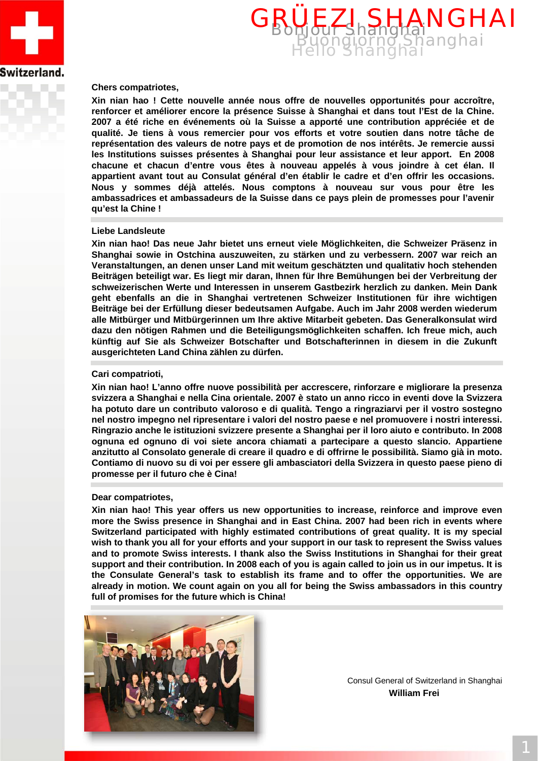# GRÜEZI SHANGHAI

Bonjour Shanghai
Buongiorno Shanghai
Hello Shanghai

Switzerland.

**Chers compatriotes,**

**Xin nian hao ! Cette nouvelle année nous offre de nouvelles opportunités pour accroître, renforcer et améliorer encore la présence Suisse à Shanghai et dans tout l'Est de la Chine. 2007 a été riche en événements où la Suisse a apporté une contribution appréciée et de qualité. Je tiens à vous remercier pour vos efforts et votre soutien dans notre tâche de représentation des valeurs de notre pays et de promotion de nos intérêts. Je remercie aussi les Institutions suisses présentes à Shanghai pour leur assistance et leur apport. En 2008 chacune et chacun d'entre vous êtes à nouveau appelés à vous joindre à cet élan. Il appartient avant tout au Consulat général d'en établir le cadre et d'en offrir les occasions. Nous y sommes déjà attelés. Nous comptons à nouveau sur vous pour être les ambassadrices et ambassadeurs de la Suisse dans ce pays plein de promesses pour l'avenir qu'est la Chine !**

**Liebe Landsleute**

**Xin nian hao! Das neue Jahr bietet uns erneut viele Möglichkeiten, die Schweizer Präsenz in Shanghai sowie in Ostchina auszuweiten, zu stärken und zu verbessern. 2007 war reich an Veranstaltungen, an denen unser Land mit weitum geschätzten und qualitativ hoch stehenden Beiträgen beteiligt war. Es liegt mir daran, Ihnen für Ihre Bemühungen bei der Verbreitung der schweizerischen Werte und Interessen in unserem Gastbezirk herzlich zu danken. Mein Dank geht ebenfalls an die in Shanghai vertretenen Schweizer Institutionen für ihre wichtigen Beiträge bei der Erfüllung dieser bedeutsamen Aufgabe. Auch im Jahr 2008 werden wiederum alle Mitbürger und Mitbürgerinnen um Ihre aktive Mitarbeit gebeten. Das Generalkonsulat wird dazu den nötigen Rahmen und die Beteiligungsmöglichkeiten schaffen. Ich freue mich, auch künftig auf Sie als Schweizer Botschafter und Botschafterinnen in diesem in die Zukunft ausgerichteten Land China zählen zu dürfen.**

**Cari compatrioti,**

**Xin nian hao! L'anno offre nuove possibilità per accrescere, rinforzare e migliorare la presenza svizzera a Shanghai e nella Cina orientale. 2007 è stato un anno ricco in eventi dove la Svizzera ha potuto dare un contributo valoroso e di qualità. Tengo a ringraziarvi per il vostro sostegno nel nostro impegno nel ripresentare i valori del nostro paese e nel promuovere i nostri interessi. Ringrazio anche le istituzioni svizzere presente a Shanghai per il loro aiuto e contributo. In 2008 ognuna ed ognuno di voi siete ancora chiamati a partecipare a questo slancio. Appartiene anzitutto al Consolato generale di creare il quadro e di offrirne le possibilità. Siamo già in moto. Contiamo di nuovo su di voi per essere gli ambasciatori della Svizzera in questo paese pieno di promesse per il futuro che è Cina!**

**Dear compatriotes,**

**Xin nian hao! This year offers us new opportunities to increase, reinforce and improve even more the Swiss presence in Shanghai and in East China. 2007 had been rich in events where Switzerland participated with highly estimated contributions of great quality. It is my special wish to thank you all for your efforts and your support in our task to represent the Swiss values and to promote Swiss interests. I thank also the Swiss Institutions in Shanghai for their great support and their contribution. In 2008 each of you is again called to join us in our impetus. It is the Consulate General's task to establish its frame and to offer the opportunities. We are already in motion. We count again on you all for being the Swiss ambassadors in this country full of promises for the future which is China!**

Consul General of Switzerland in Shanghai
**William Frei**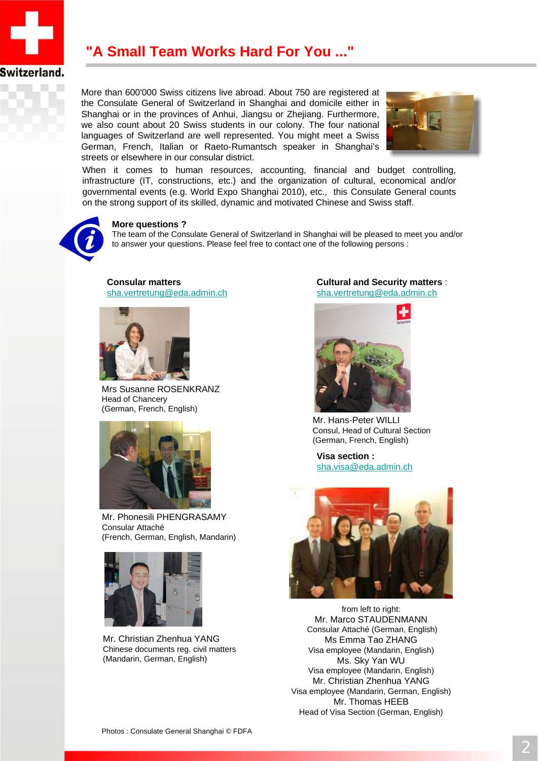# "A Small Team Works Hard For You ..."

More than 600'000 Swiss citizens live abroad. About 750 are registered at the Consulate General of Switzerland in Shanghai and domicile either in Shanghai or in the provinces of Anhui, Jiangsu or Zhejiang. Furthermore, we also count about 20 Swiss students in our colony. The four national languages of Switzerland are well represented. You might meet a Swiss German, French, Italian or Raeto-Rumantsch speaker in Shanghai's streets or elsewhere in our consular district.

When it comes to human resources, accounting, financial and budget controlling, infrastructure (IT, constructions, etc.) and the organization of cultural, economical and/or governmental events (e.g. World Expo Shanghai 2010), etc., this Consulate General counts on the strong support of its skilled, dynamic and motivated Chinese and Swiss staff.

**More questions ?**
The team of the Consulate General of Switzerland in Shanghai will be pleased to meet you and/or to answer your questions. Please feel free to contact one of the following persons :

**Consular matters**
sha.vertretung@eda.admin.ch

Mrs Susanne ROSENKRANZ
Head of Chancery
(German, French, English)

Mr. Phonesili PHENGRASAMY
Consular Attaché
(French, German, English, Mandarin)

Mr. Christian Zhenhua YANG
Chinese documents reg. civil matters
(Mandarin, German, English)

**Cultural and Security matters** :
sha.vertretung@eda.admin.ch

Mr. Hans-Peter WILLI
Consul, Head of Cultural Section
(German, French, English)

**Visa section :**
sha.visa@eda.admin.ch

from left to right:
Mr. Marco STAUDENMANN
Consular Attaché (German, English)
Ms Emma Tao ZHANG
Visa employee (Mandarin, English)
Ms. Sky Yan WU
Visa employee (Mandarin, English)
Mr. Christian Zhenhua YANG
Visa employee (Mandarin, German, English)
Mr. Thomas HEEB
Head of Visa Section (German, English)

Photos : Consulate General Shanghai © FDFA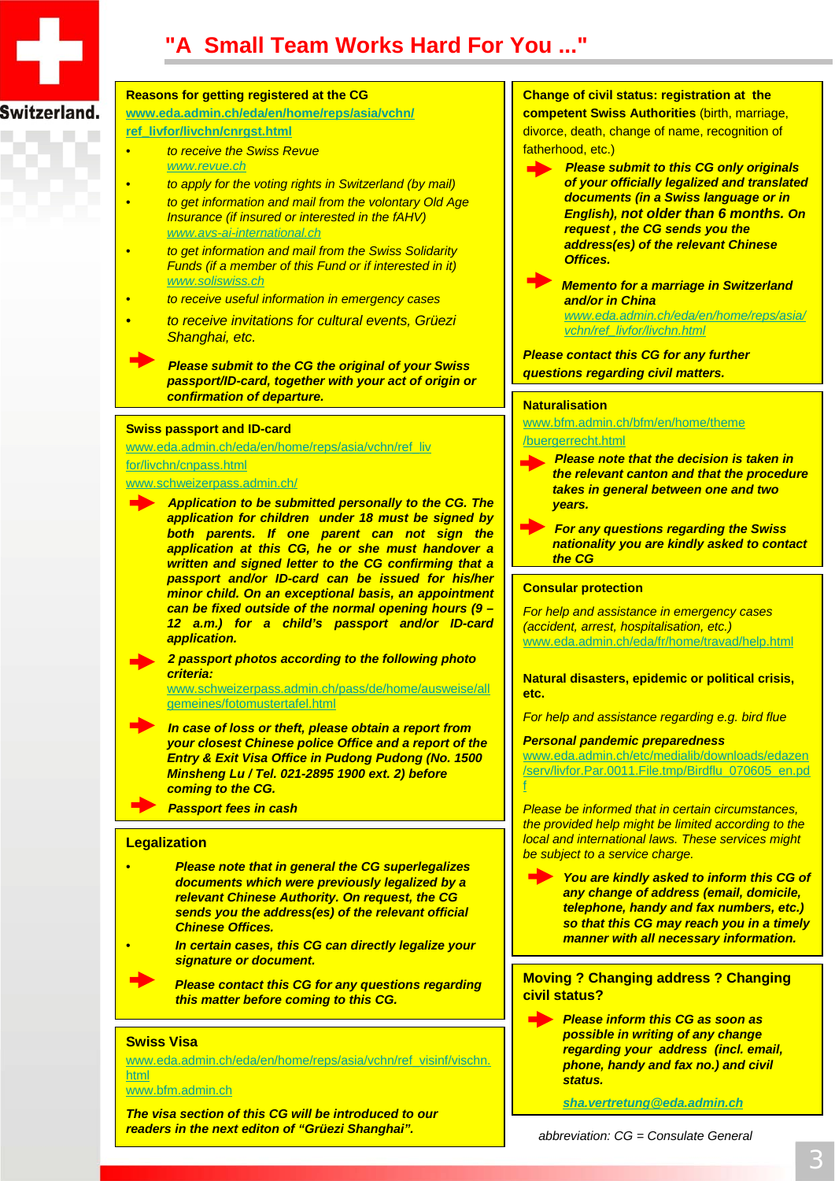# "A Small Team Works Hard For You ..."

**Reasons for getting registered at the CG**
**www.eda.admin.ch/eda/en/home/reps/asia/vchn/ref_livfor/livchn/cnrgst.html**

- *to receive the Swiss Revue*
  *www.revue.ch*
- *to apply for the voting rights in Switzerland (by mail)*
- *to get information and mail from the volontary Old Age Insurance (if insured or interested in the fAHV)*
  *www.avs-ai-international.ch*
- *to get information and mail from the Swiss Solidarity Funds (if a member of this Fund or if interested in it)*
  *www.soliswiss.ch*
- *to receive useful information in emergency cases*
- *to receive invitations for cultural events, Grüezi Shanghai, etc.*

➡ ***Please submit to the CG the original of your Swiss passport/ID-card, together with your act of origin or confirmation of departure.***

**Swiss passport and ID-card**
www.eda.admin.ch/eda/en/home/reps/asia/vchn/ref_livfor/livchn/cnpass.html
www.schweizerpass.admin.ch/

➡ ***Application to be submitted personally to the CG. The application for children under 18 must be signed by both parents. If one parent can not sign the application at this CG, he or she must handover a written and signed letter to the CG confirming that a passport and/or ID-card can be issued for his/her minor child. On an exceptional basis, an appointment can be fixed outside of the normal opening hours (9 – 12 a.m.) for a child's passport and/or ID-card application.***

➡ ***2 passport photos according to the following photo criteria:***
www.schweizerpass.admin.ch/pass/de/home/ausweise/allgemeines/fotomustertafel.html

➡ ***In case of loss or theft, please obtain a report from your closest Chinese police Office and a report of the Entry & Exit Visa Office in Pudong Pudong (No. 1500 Minsheng Lu / Tel. 021-2895 1900 ext. 2) before coming to the CG.***

➡ ***Passport fees in cash***

## Legalization

- ***Please note that in general the CG superlegalizes documents which were previously legalized by a relevant Chinese Authority. On request, the CG sends you the address(es) of the relevant official Chinese Offices.***
- ***In certain cases, this CG can directly legalize your signature or document.***

➡ ***Please contact this CG for any questions regarding this matter before coming to this CG.***

## Swiss Visa

www.eda.admin.ch/eda/en/home/reps/asia/vchn/ref_visinf/vischn.html
www.bfm.admin.ch

***The visa section of this CG will be introduced to our readers in the next editon of "Grüezi Shanghai".***

**Change of civil status: registration at the competent Swiss Authorities** (birth, marriage, divorce, death, change of name, recognition of fatherhood, etc.)

➡ ***Please submit to this CG only originals of your officially legalized and translated documents (in a Swiss language or in English), not older than 6 months. On request , the CG sends you the address(es) of the relevant Chinese Offices.***

➡ ***Memento for a marriage in Switzerland and/or in China***
*www.eda.admin.ch/eda/en/home/reps/asia/vchn_livfor/livchn.html*

***Please contact this CG for any further questions regarding civil matters.***

**Naturalisation**
www.bfm.admin.ch/bfm/en/home/theme/buergerrecht.html

➡ ***Please note that the decision is taken in the relevant canton and that the procedure takes in general between one and two years.***

➡ ***For any questions regarding the Swiss nationality you are kindly asked to contact the CG***

**Consular protection**

*For help and assistance in emergency cases (accident, arrest, hospitalisation, etc.)*
www.eda.admin.ch/eda/fr/home/travad/help.html

**Natural disasters, epidemic or political crisis, etc.**

*For help and assistance regarding e.g. bird flue*

***Personal pandemic preparedness***
www.eda.admin.ch/etc/medialib/downloads/edazen/serv/livfor.Par.0011.File.tmp/Birdflu_070605_en.pdf

*Please be informed that in certain circumstances, the provided help might be limited according to the local and international laws. These services might be subject to a service charge.*

➡ ***You are kindly asked to inform this CG of any change of address (email, domicile, telephone, handy and fax numbers, etc.) so that this CG may reach you in a timely manner with all necessary information.***

## Moving ? Changing address ? Changing civil status?

➡ ***Please inform this CG as soon as possible in writing of any change regarding your address (incl. email, phone, handy and fax no.) and civil status.***

***sha.vertretung@eda.admin.ch***

*abbreviation: CG = Consulate General*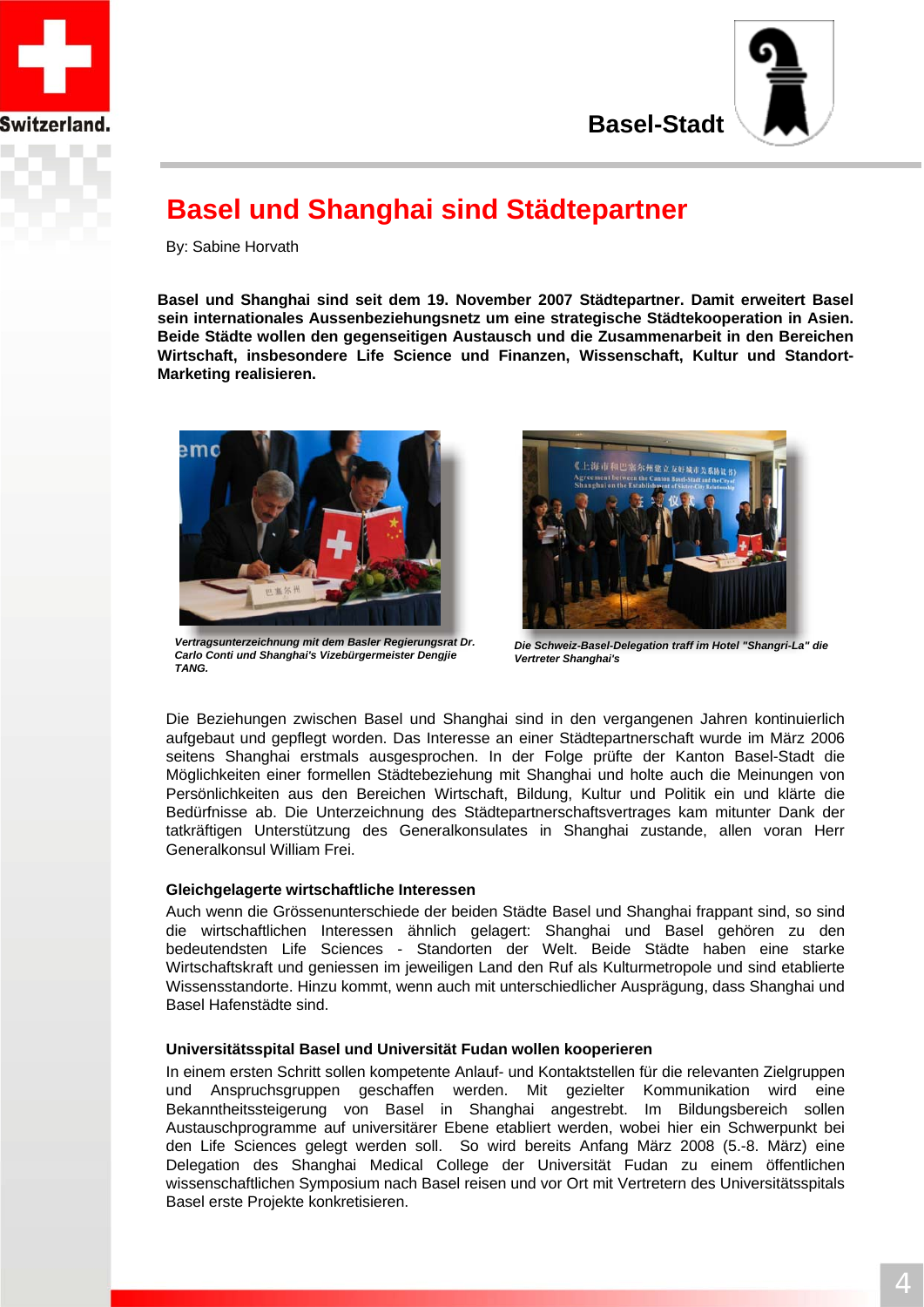# Basel und Shanghai sind Städtepartner

By: Sabine Horvath

**Basel und Shanghai sind seit dem 19. November 2007 Städtepartner. Damit erweitert Basel sein internationales Aussenbeziehungsnetz um eine strategische Städtekooperation in Asien. Beide Städte wollen den gegenseitigen Austausch und die Zusammenarbeit in den Bereichen Wirtschaft, insbesondere Life Science und Finanzen, Wissenschaft, Kultur und Standort-Marketing realisieren.**

***Vertragsunterzeichnung mit dem Basler Regierungsrat Dr. Carlo Conti und Shanghai's Vizebürgermeister Dengjie TANG.***

***Die Schweiz-Basel-Delegation traff im Hotel "Shangri-La" die Vertreter Shanghai's***

Die Beziehungen zwischen Basel und Shanghai sind in den vergangenen Jahren kontinuierlich aufgebaut und gepflegt worden. Das Interesse an einer Städtepartnerschaft wurde im März 2006 seitens Shanghai erstmals ausgesprochen. In der Folge prüfte der Kanton Basel-Stadt die Möglichkeiten einer formellen Städtebeziehung mit Shanghai und holte auch die Meinungen von Persönlichkeiten aus den Bereichen Wirtschaft, Bildung, Kultur und Politik ein und klärte die Bedürfnisse ab. Die Unterzeichnung des Städtepartnerschaftsvertrages kam mitunter Dank der tatkräftigen Unterstützung des Generalkonsulates in Shanghai zustande, allen voran Herr Generalkonsul William Frei.

### Gleichgelagerte wirtschaftliche Interessen

Auch wenn die Grössenunterschiede der beiden Städte Basel und Shanghai frappant sind, so sind die wirtschaftlichen Interessen ähnlich gelagert: Shanghai und Basel gehören zu den bedeutendsten Life Sciences - Standorten der Welt. Beide Städte haben eine starke Wirtschaftskraft und geniessen im jeweiligen Land den Ruf als Kulturmetropole und sind etablierte Wissensstandorte. Hinzu kommt, wenn auch mit unterschiedlicher Ausprägung, dass Shanghai und Basel Hafenstädte sind.

### Universitätsspital Basel und Universität Fudan wollen kooperieren

In einem ersten Schritt sollen kompetente Anlauf- und Kontaktstellen für die relevanten Zielgruppen und Anspruchsgruppen geschaffen werden. Mit gezielter Kommunikation wird eine Bekanntheitssteigerung von Basel in Shanghai angestrebt. Im Bildungsbereich sollen Austauschprogramme auf universitärer Ebene etabliert werden, wobei hier ein Schwerpunkt bei den Life Sciences gelegt werden soll. So wird bereits Anfang März 2008 (5.-8. März) eine Delegation des Shanghai Medical College der Universität Fudan zu einem öffentlichen wissenschaftlichen Symposium nach Basel reisen und vor Ort mit Vertretern des Universitätsspitals Basel erste Projekte konkretisieren.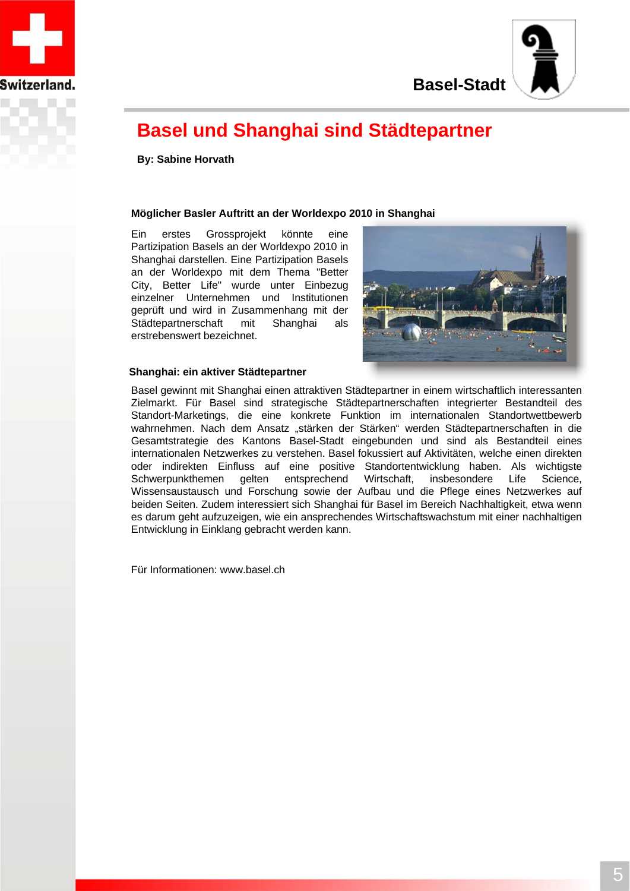# Basel und Shanghai sind Städtepartner

**By: Sabine Horvath**

### Möglicher Basler Auftritt an der Worldexpo 2010 in Shanghai

Ein erstes Grossprojekt könnte eine Partizipation Basels an der Worldexpo 2010 in Shanghai darstellen. Eine Partizipation Basels an der Worldexpo mit dem Thema "Better City, Better Life" wurde unter Einbezug einzelner Unternehmen und Institutionen geprüft und wird in Zusammenhang mit der Städtepartnerschaft mit Shanghai als erstrebenswert bezeichnet.

### Shanghai: ein aktiver Städtepartner

Basel gewinnt mit Shanghai einen attraktiven Städtepartner in einem wirtschaftlich interessanten Zielmarkt. Für Basel sind strategische Städtepartnerschaften integrierter Bestandteil des Standort-Marketings, die eine konkrete Funktion im internationalen Standortwettbewerb wahrnehmen. Nach dem Ansatz „stärken der Stärken" werden Städtepartnerschaften in die Gesamtstrategie des Kantons Basel-Stadt eingebunden und sind als Bestandteil eines internationalen Netzwerkes zu verstehen. Basel fokussiert auf Aktivitäten, welche einen direkten oder indirekten Einfluss auf eine positive Standortentwicklung haben. Als wichtigste Schwerpunkthemen gelten entsprechend Wirtschaft, insbesondere Life Science, Wissensaustausch und Forschung sowie der Aufbau und die Pflege eines Netzwerkes auf beiden Seiten. Zudem interessiert sich Shanghai für Basel im Bereich Nachhaltigkeit, etwa wenn es darum geht aufzuzeigen, wie ein ansprechendes Wirtschaftswachstum mit einer nachhaltigen Entwicklung in Einklang gebracht werden kann.

Für Informationen: www.basel.ch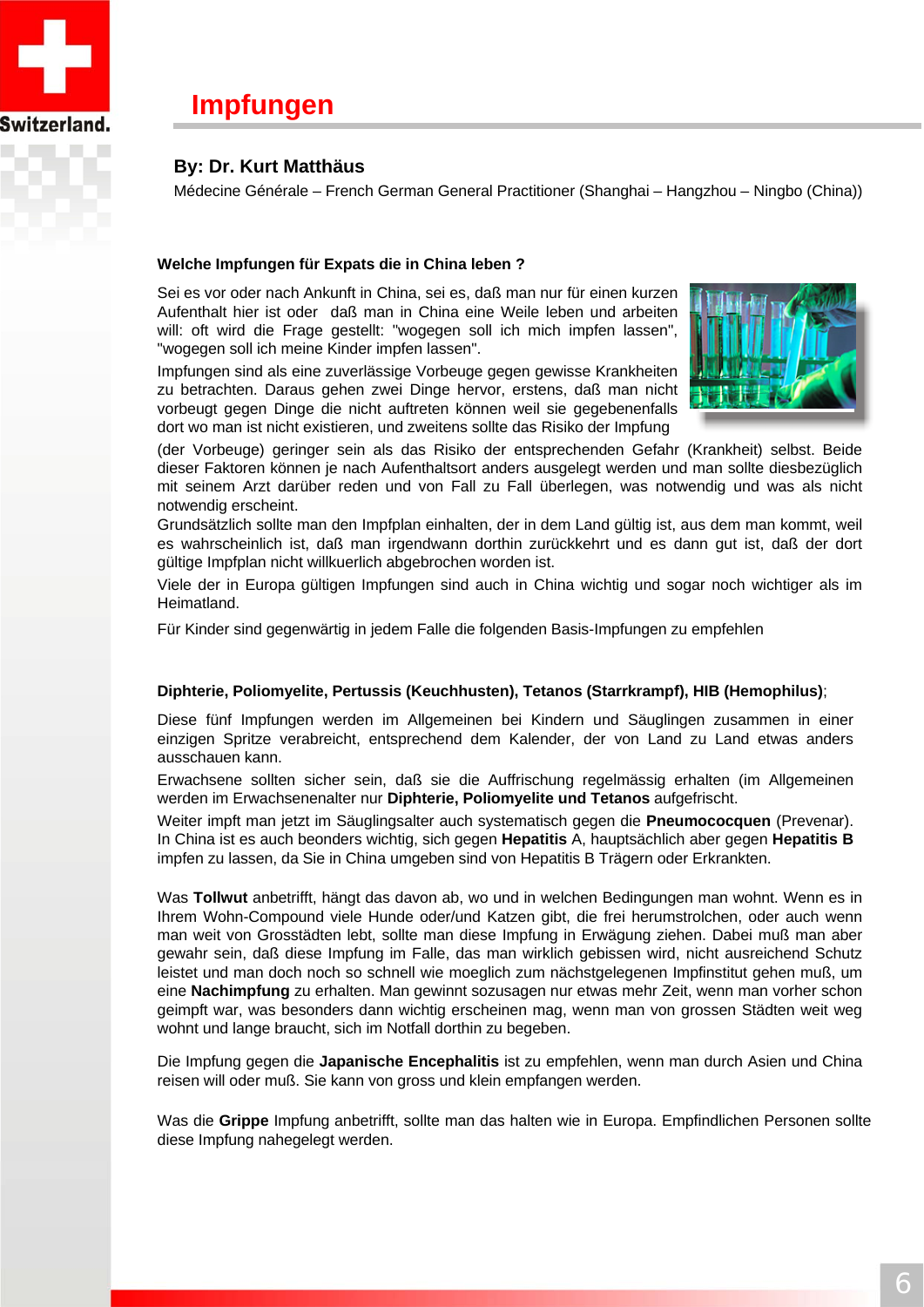# Impfungen

**By: Dr. Kurt Matthäus**

Médecine Générale – French German General Practitioner (Shanghai – Hangzhou – Ningbo (China))

**Welche Impfungen für Expats die in China leben ?**

Sei es vor oder nach Ankunft in China, sei es, daß man nur für einen kurzen Aufenthalt hier ist oder daß man in China eine Weile leben und arbeiten will: oft wird die Frage gestellt: "wogegen soll ich mich impfen lassen", "wogegen soll ich meine Kinder impfen lassen".

Impfungen sind als eine zuverlässige Vorbeuge gegen gewisse Krankheiten zu betrachten. Daraus gehen zwei Dinge hervor, erstens, daß man nicht vorbeugt gegen Dinge die nicht auftreten können weil sie gegebenenfalls dort wo man ist nicht existieren, und zweitens sollte das Risiko der Impfung (der Vorbeuge) geringer sein als das Risiko der entsprechenden Gefahr (Krankheit) selbst. Beide dieser Faktoren können je nach Aufenthaltsort anders ausgelegt werden und man sollte diesbezüglich mit seinem Arzt darüber reden und von Fall zu Fall überlegen, was notwendig und was als nicht notwendig erscheint.

Grundsätzlich sollte man den Impfplan einhalten, der in dem Land gültig ist, aus dem man kommt, weil es wahrscheinlich ist, daß man irgendwann dorthin zurückkehrt und es dann gut ist, daß der dort gültige Impfplan nicht willkuerlich abgebrochen worden ist.

Viele der in Europa gültigen Impfungen sind auch in China wichtig und sogar noch wichtiger als im Heimatland.

Für Kinder sind gegenwärtig in jedem Falle die folgenden Basis-Impfungen zu empfehlen

**Diphterie, Poliomyelite, Pertussis (Keuchhusten), Tetanos (Starrkrampf), HIB (Hemophilus)**;

Diese fünf Impfungen werden im Allgemeinen bei Kindern und Säuglingen zusammen in einer einzigen Spritze verabreicht, entsprechend dem Kalender, der von Land zu Land etwas anders ausschauen kann.

Erwachsene sollten sicher sein, daß sie die Auffrischung regelmässig erhalten (im Allgemeinen werden im Erwachsenenalter nur **Diphterie, Poliomyelite und Tetanos** aufgefrischt.

Weiter impft man jetzt im Säuglingsalter auch systematisch gegen die **Pneumococquen** (Prevenar). In China ist es auch beonders wichtig, sich gegen **Hepatitis** A, hauptsächlich aber gegen **Hepatitis B** impfen zu lassen, da Sie in China umgeben sind von Hepatitis B Trägern oder Erkrankten.

Was **Tollwut** anbetrifft, hängt das davon ab, wo und in welchen Bedingungen man wohnt. Wenn es in Ihrem Wohn-Compound viele Hunde oder/und Katzen gibt, die frei herumstrolchen, oder auch wenn man weit von Grosstädten lebt, sollte man diese Impfung in Erwägung ziehen. Dabei muß man aber gewahr sein, daß diese Impfung im Falle, das man wirklich gebissen wird, nicht ausreichend Schutz leistet und man doch noch so schnell wie moeglich zum nächstgelegenen Impfinstitut gehen muß, um eine **Nachimpfung** zu erhalten. Man gewinnt sozusagen nur etwas mehr Zeit, wenn man vorher schon geimpft war, was besonders dann wichtig erscheinen mag, wenn man von grossen Städten weit weg wohnt und lange braucht, sich im Notfall dorthin zu begeben.

Die Impfung gegen die **Japanische Encephalitis** ist zu empfehlen, wenn man durch Asien und China reisen will oder muß. Sie kann von gross und klein empfangen werden.

Was die **Grippe** Impfung anbetrifft, sollte man das halten wie in Europa. Empfindlichen Personen sollte diese Impfung nahegelegt werden.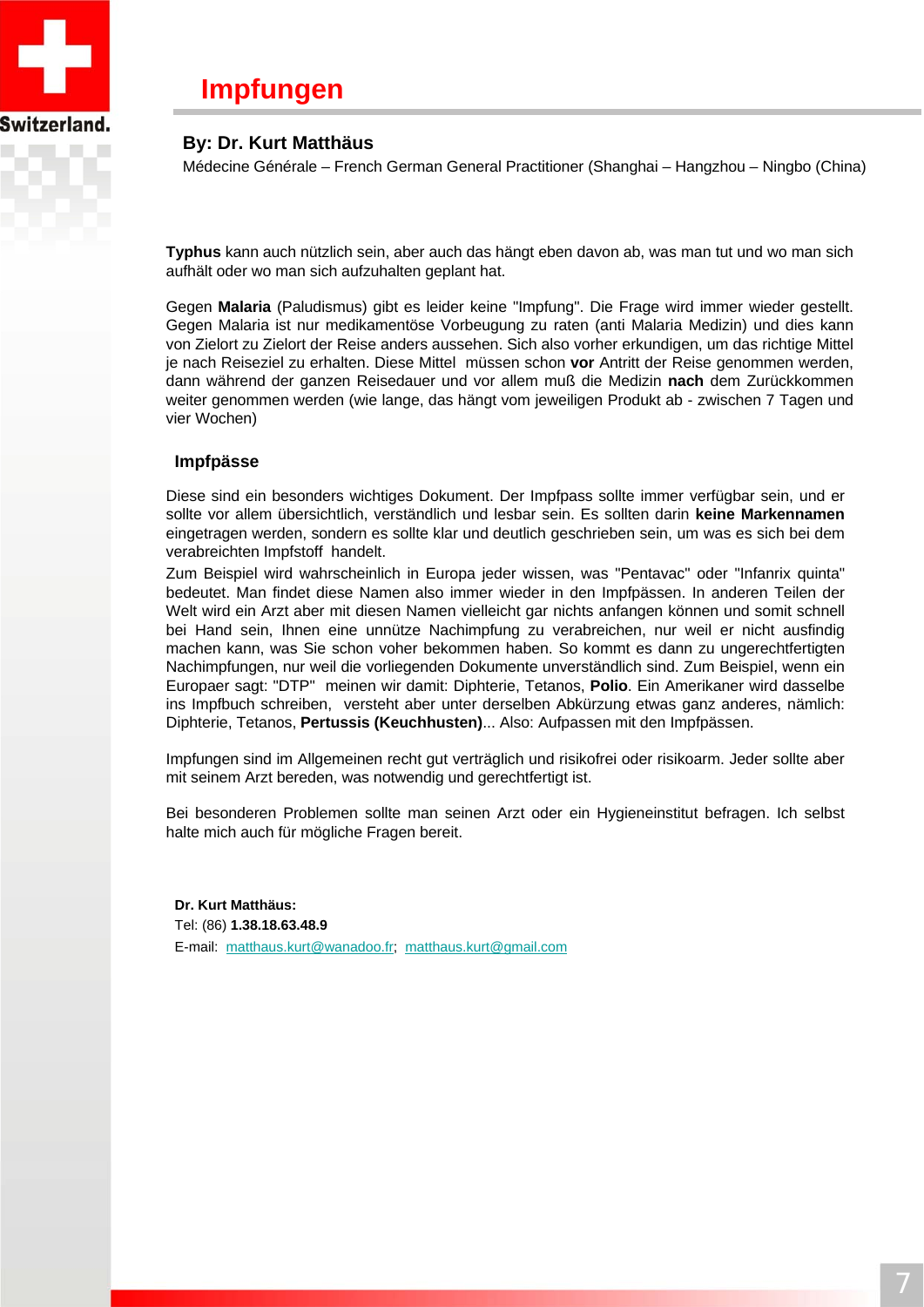# Impfungen

**By: Dr. Kurt Matthäus**

Médecine Générale – French German General Practitioner (Shanghai – Hangzhou – Ningbo (China)

**Typhus** kann auch nützlich sein, aber auch das hängt eben davon ab, was man tut und wo man sich aufhält oder wo man sich aufzuhalten geplant hat.

Gegen **Malaria** (Paludismus) gibt es leider keine "Impfung". Die Frage wird immer wieder gestellt. Gegen Malaria ist nur medikamentöse Vorbeugung zu raten (anti Malaria Medizin) und dies kann von Zielort zu Zielort der Reise anders aussehen. Sich also vorher erkundigen, um das richtige Mittel je nach Reiseziel zu erhalten. Diese Mittel müssen schon **vor** Antritt der Reise genommen werden, dann während der ganzen Reisedauer und vor allem muß die Medizin **nach** dem Zurückkommen weiter genommen werden (wie lange, das hängt vom jeweiligen Produkt ab - zwischen 7 Tagen und vier Wochen)

## Impfpässe

Diese sind ein besonders wichtiges Dokument. Der Impfpass sollte immer verfügbar sein, und er sollte vor allem übersichtlich, verständlich und lesbar sein. Es sollten darin **keine Markennamen** eingetragen werden, sondern es sollte klar und deutlich geschrieben sein, um was es sich bei dem verabreichten Impfstoff handelt.

Zum Beispiel wird wahrscheinlich in Europa jeder wissen, was "Pentavac" oder "Infanrix quinta" bedeutet. Man findet diese Namen also immer wieder in den Impfpässen. In anderen Teilen der Welt wird ein Arzt aber mit diesen Namen vielleicht gar nichts anfangen können und somit schnell bei Hand sein, Ihnen eine unnütze Nachimpfung zu verabreichen, nur weil er nicht ausfindig machen kann, was Sie schon voher bekommen haben. So kommt es dann zu ungerechtfertigten Nachimpfungen, nur weil die vorliegenden Dokumente unverständlich sind. Zum Beispiel, wenn ein Europaer sagt: "DTP" meinen wir damit: Diphterie, Tetanos, **Polio**. Ein Amerikaner wird dasselbe ins Impfbuch schreiben, versteht aber unter derselben Abkürzung etwas ganz anderes, nämlich: Diphterie, Tetanos, **Pertussis (Keuchhusten)**... Also: Aufpassen mit den Impfpässen.

Impfungen sind im Allgemeinen recht gut verträglich und risikofrei oder risikoarm. Jeder sollte aber mit seinem Arzt bereden, was notwendig und gerechtfertigt ist.

Bei besonderen Problemen sollte man seinen Arzt oder ein Hygieneinstitut befragen. Ich selbst halte mich auch für mögliche Fragen bereit.

**Dr. Kurt Matthäus:**
Tel: (86) **1.38.18.63.48.9**
E-mail: matthaus.kurt@wanadoo.fr; matthaus.kurt@gmail.com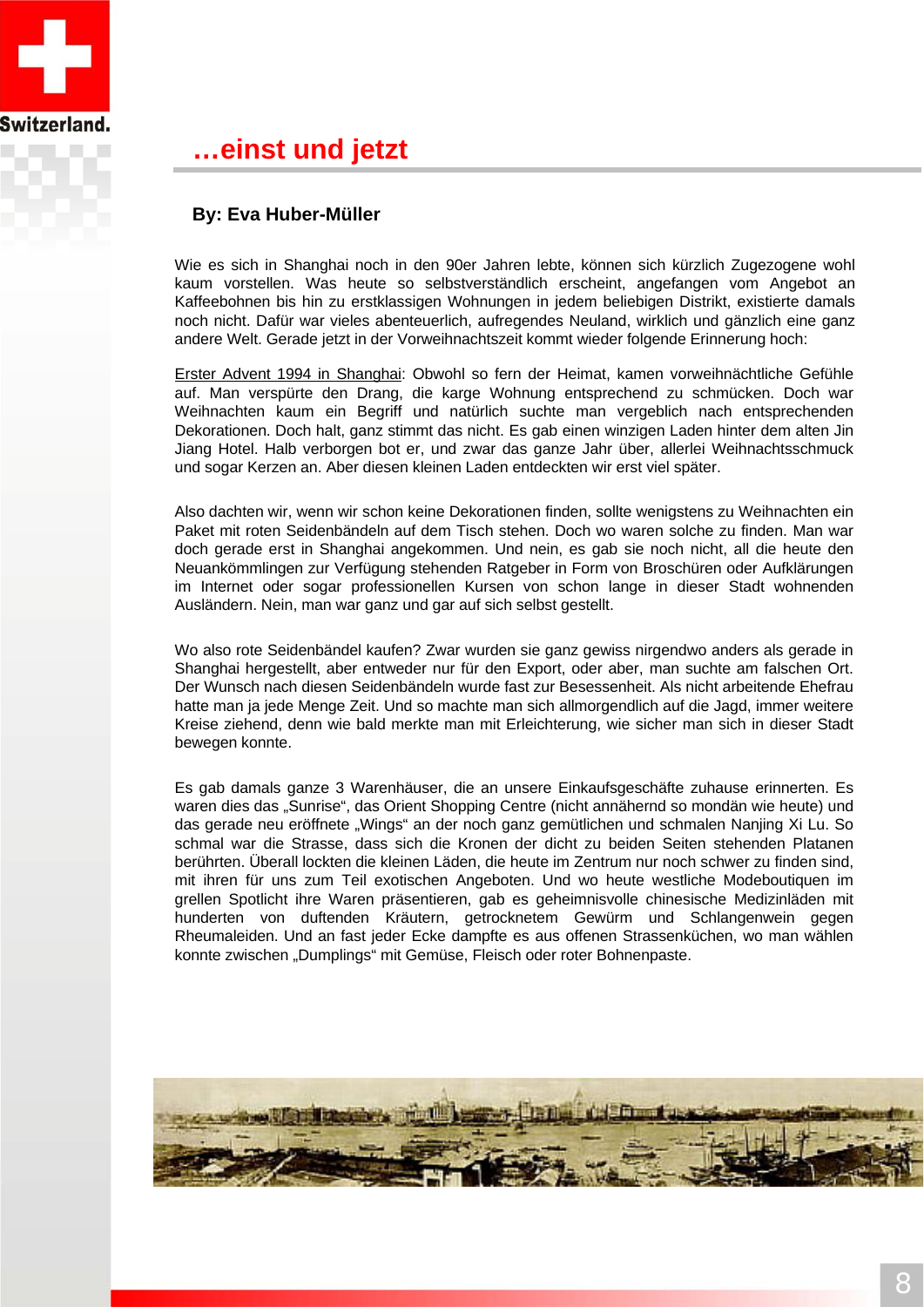# …einst und jetzt

**By: Eva Huber-Müller**

Wie es sich in Shanghai noch in den 90er Jahren lebte, können sich kürzlich Zugezogene wohl kaum vorstellen. Was heute so selbstverständlich erscheint, angefangen vom Angebot an Kaffeebohnen bis hin zu erstklassigen Wohnungen in jedem beliebigen Distrikt, existierte damals noch nicht. Dafür war vieles abenteuerlich, aufregendes Neuland, wirklich und gänzlich eine ganz andere Welt. Gerade jetzt in der Vorweihnachtszeit kommt wieder folgende Erinnerung hoch:

Erster Advent 1994 in Shanghai: Obwohl so fern der Heimat, kamen vorweihnächtliche Gefühle auf. Man verspürte den Drang, die karge Wohnung entsprechend zu schmücken. Doch war Weihnachten kaum ein Begriff und natürlich suchte man vergeblich nach entsprechenden Dekorationen. Doch halt, ganz stimmt das nicht. Es gab einen winzigen Laden hinter dem alten Jin Jiang Hotel. Halb verborgen bot er, und zwar das ganze Jahr über, allerlei Weihnachtsschmuck und sogar Kerzen an. Aber diesen kleinen Laden entdeckten wir erst viel später.

Also dachten wir, wenn wir schon keine Dekorationen finden, sollte wenigstens zu Weihnachten ein Paket mit roten Seidenbändeln auf dem Tisch stehen. Doch wo waren solche zu finden. Man war doch gerade erst in Shanghai angekommen. Und nein, es gab sie noch nicht, all die heute den Neuankömmlingen zur Verfügung stehenden Ratgeber in Form von Broschüren oder Aufklärungen im Internet oder sogar professionellen Kursen von schon lange in dieser Stadt wohnenden Ausländern. Nein, man war ganz und gar auf sich selbst gestellt.

Wo also rote Seidenbändel kaufen? Zwar wurden sie ganz gewiss nirgendwo anders als gerade in Shanghai hergestellt, aber entweder nur für den Export, oder aber, man suchte am falschen Ort. Der Wunsch nach diesen Seidenbändeln wurde fast zur Besessenheit. Als nicht arbeitende Ehefrau hatte man ja jede Menge Zeit. Und so machte man sich allmorgendlich auf die Jagd, immer weitere Kreise ziehend, denn wie bald merkte man mit Erleichterung, wie sicher man sich in dieser Stadt bewegen konnte.

Es gab damals ganze 3 Warenhäuser, die an unsere Einkaufsgeschäfte zuhause erinnerten. Es waren dies das „Sunrise“, das Orient Shopping Centre (nicht annähernd so mondän wie heute) und das gerade neu eröffnete „Wings“ an der noch ganz gemütlichen und schmalen Nanjing Xi Lu. So schmal war die Strasse, dass sich die Kronen der dicht zu beiden Seiten stehenden Platanen berührten. Überall lockten die kleinen Läden, die heute im Zentrum nur noch schwer zu finden sind, mit ihren für uns zum Teil exotischen Angeboten. Und wo heute westliche Modeboutiquen im grellen Spotlicht ihre Waren präsentieren, gab es geheimnisvolle chinesische Medizinläden mit hunderten von duftenden Kräutern, getrocknetem Gewürm und Schlangenwein gegen Rheumaleiden. Und an fast jeder Ecke dampfte es aus offenen Strassenküchen, wo man wählen konnte zwischen „Dumplings“ mit Gemüse, Fleisch oder roter Bohnenpaste.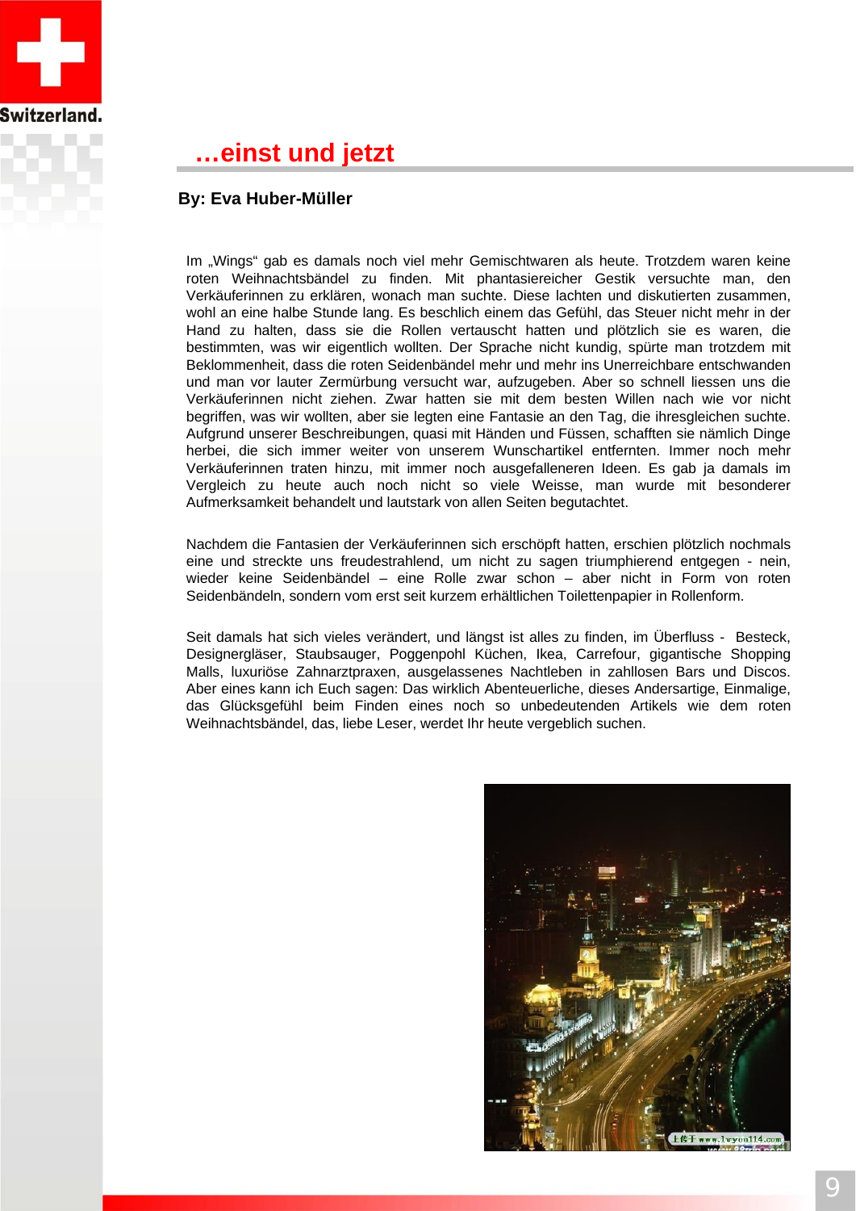# …einst und jetzt

**By: Eva Huber-Müller**

Im „Wings“ gab es damals noch viel mehr Gemischtwaren als heute. Trotzdem waren keine roten Weihnachtsbändel zu finden. Mit phantasiereicher Gestik versuchte man, den Verkäuferinnen zu erklären, wonach man suchte. Diese lachten und diskutierten zusammen, wohl an eine halbe Stunde lang. Es beschlich einem das Gefühl, das Steuer nicht mehr in der Hand zu halten, dass sie die Rollen vertauscht hatten und plötzlich sie es waren, die bestimmten, was wir eigentlich wollten. Der Sprache nicht kundig, spürte man trotzdem mit Beklommenheit, dass die roten Seidenbändel mehr und mehr ins Unerreichbare entschwanden und man vor lauter Zermürbung versucht war, aufzugeben. Aber so schnell liessen uns die Verkäuferinnen nicht ziehen. Zwar hatten sie mit dem besten Willen nach wie vor nicht begriffen, was wir wollten, aber sie legten eine Fantasie an den Tag, die ihresgleichen suchte. Aufgrund unserer Beschreibungen, quasi mit Händen und Füssen, schafften sie nämlich Dinge herbei, die sich immer weiter von unserem Wunschartikel entfernten. Immer noch mehr Verkäuferinnen traten hinzu, mit immer noch ausgefalleneren Ideen. Es gab ja damals im Vergleich zu heute auch noch nicht so viele Weisse, man wurde mit besonderer Aufmerksamkeit behandelt und lautstark von allen Seiten begutachtet.

Nachdem die Fantasien der Verkäuferinnen sich erschöpft hatten, erschien plötzlich nochmals eine und streckte uns freudestrahlend, um nicht zu sagen triumphierend entgegen - nein, wieder keine Seidenbändel – eine Rolle zwar schon – aber nicht in Form von roten Seidenbändeln, sondern vom erst seit kurzem erhältlichen Toilettenpapier in Rollenform.

Seit damals hat sich vieles verändert, und längst ist alles zu finden, im Überfluss - Besteck, Designergläser, Staubsauger, Poggenpohl Küchen, Ikea, Carrefour, gigantische Shopping Malls, luxuriöse Zahnarztpraxen, ausgelassenes Nachtleben in zahllosen Bars und Discos. Aber eines kann ich Euch sagen: Das wirklich Abenteuerliche, dieses Andersartige, Einmalige, das Glücksgefühl beim Finden eines noch so unbedeutenden Artikels wie dem roten Weihnachtsbändel, das, liebe Leser, werdet Ihr heute vergeblich suchen.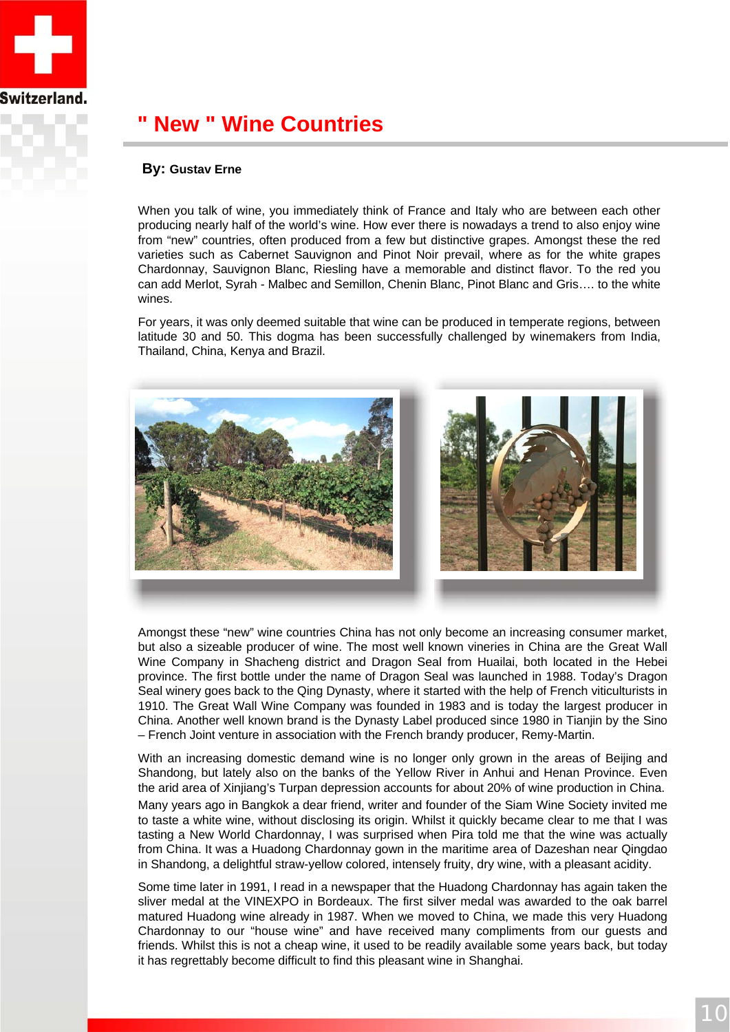# " New " Wine Countries

**By: Gustav Erne**

When you talk of wine, you immediately think of France and Italy who are between each other producing nearly half of the world's wine. How ever there is nowadays a trend to also enjoy wine from "new" countries, often produced from a few but distinctive grapes. Amongst these the red varieties such as Cabernet Sauvignon and Pinot Noir prevail, where as for the white grapes Chardonnay, Sauvignon Blanc, Riesling have a memorable and distinct flavor. To the red you can add Merlot, Syrah - Malbec and Semillon, Chenin Blanc, Pinot Blanc and Gris…. to the white wines.

For years, it was only deemed suitable that wine can be produced in temperate regions, between latitude 30 and 50. This dogma has been successfully challenged by winemakers from India, Thailand, China, Kenya and Brazil.

Amongst these "new" wine countries China has not only become an increasing consumer market, but also a sizeable producer of wine. The most well known vineries in China are the Great Wall Wine Company in Shacheng district and Dragon Seal from Huailai, both located in the Hebei province. The first bottle under the name of Dragon Seal was launched in 1988. Today's Dragon Seal winery goes back to the Qing Dynasty, where it started with the help of French viticulturists in 1910. The Great Wall Wine Company was founded in 1983 and is today the largest producer in China. Another well known brand is the Dynasty Label produced since 1980 in Tianjin by the Sino – French Joint venture in association with the French brandy producer, Remy-Martin.

With an increasing domestic demand wine is no longer only grown in the areas of Beijing and Shandong, but lately also on the banks of the Yellow River in Anhui and Henan Province. Even the arid area of Xinjiang's Turpan depression accounts for about 20% of wine production in China.

Many years ago in Bangkok a dear friend, writer and founder of the Siam Wine Society invited me to taste a white wine, without disclosing its origin. Whilst it quickly became clear to me that I was tasting a New World Chardonnay, I was surprised when Pira told me that the wine was actually from China. It was a Huadong Chardonnay gown in the maritime area of Dazeshan near Qingdao in Shandong, a delightful straw-yellow colored, intensely fruity, dry wine, with a pleasant acidity.

Some time later in 1991, I read in a newspaper that the Huadong Chardonnay has again taken the sliver medal at the VINEXPO in Bordeaux. The first silver medal was awarded to the oak barrel matured Huadong wine already in 1987. When we moved to China, we made this very Huadong Chardonnay to our "house wine" and have received many compliments from our guests and friends. Whilst this is not a cheap wine, it used to be readily available some years back, but today it has regrettably become difficult to find this pleasant wine in Shanghai.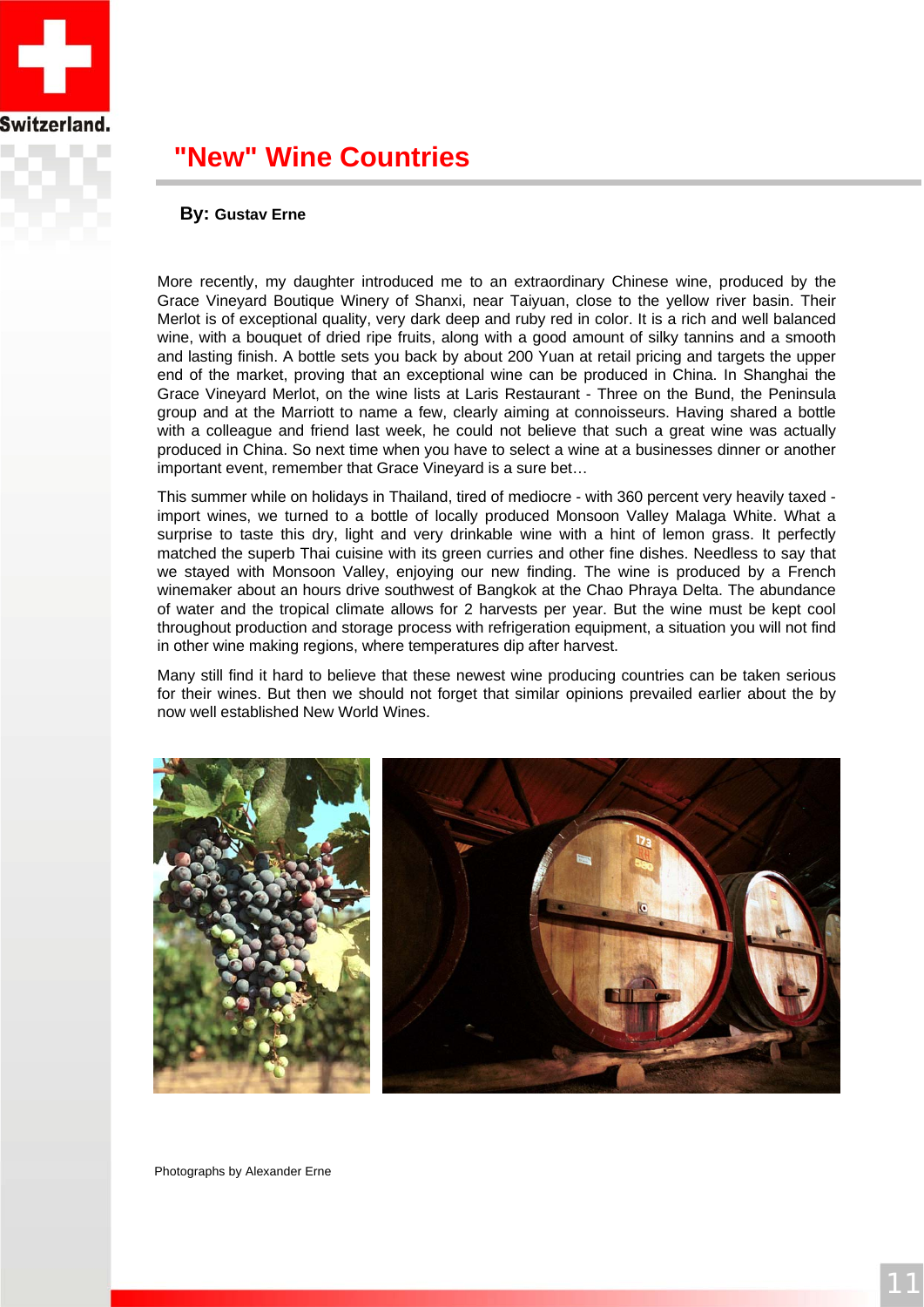# "New" Wine Countries

**By: Gustav Erne**

More recently, my daughter introduced me to an extraordinary Chinese wine, produced by the Grace Vineyard Boutique Winery of Shanxi, near Taiyuan, close to the yellow river basin. Their Merlot is of exceptional quality, very dark deep and ruby red in color. It is a rich and well balanced wine, with a bouquet of dried ripe fruits, along with a good amount of silky tannins and a smooth and lasting finish. A bottle sets you back by about 200 Yuan at retail pricing and targets the upper end of the market, proving that an exceptional wine can be produced in China. In Shanghai the Grace Vineyard Merlot, on the wine lists at Laris Restaurant - Three on the Bund, the Peninsula group and at the Marriott to name a few, clearly aiming at connoisseurs. Having shared a bottle with a colleague and friend last week, he could not believe that such a great wine was actually produced in China. So next time when you have to select a wine at a businesses dinner or another important event, remember that Grace Vineyard is a sure bet…

This summer while on holidays in Thailand, tired of mediocre - with 360 percent very heavily taxed - import wines, we turned to a bottle of locally produced Monsoon Valley Malaga White. What a surprise to taste this dry, light and very drinkable wine with a hint of lemon grass. It perfectly matched the superb Thai cuisine with its green curries and other fine dishes. Needless to say that we stayed with Monsoon Valley, enjoying our new finding. The wine is produced by a French winemaker about an hours drive southwest of Bangkok at the Chao Phraya Delta. The abundance of water and the tropical climate allows for 2 harvests per year. But the wine must be kept cool throughout production and storage process with refrigeration equipment, a situation you will not find in other wine making regions, where temperatures dip after harvest.

Many still find it hard to believe that these newest wine producing countries can be taken serious for their wines. But then we should not forget that similar opinions prevailed earlier about the by now well established New World Wines.

Photographs by Alexander Erne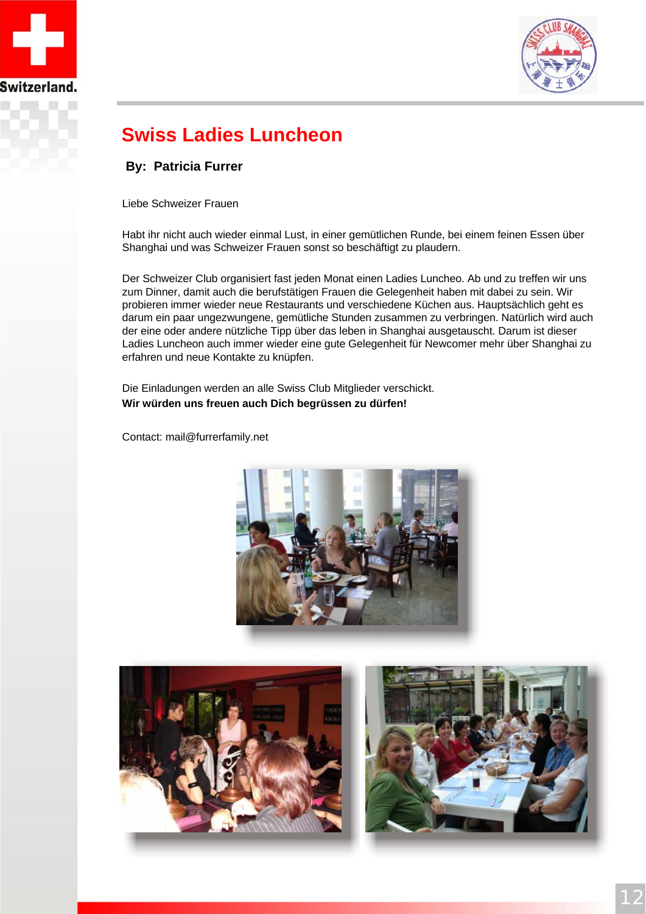# Swiss Ladies Luncheon

**By: Patricia Furrer**

Liebe Schweizer Frauen

Habt ihr nicht auch wieder einmal Lust, in einer gemütlichen Runde, bei einem feinen Essen über Shanghai und was Schweizer Frauen sonst so beschäftigt zu plaudern.

Der Schweizer Club organisiert fast jeden Monat einen Ladies Luncheo. Ab und zu treffen wir uns zum Dinner, damit auch die berufstätigen Frauen die Gelegenheit haben mit dabei zu sein. Wir probieren immer wieder neue Restaurants und verschiedene Küchen aus. Hauptsächlich geht es darum ein paar ungezwungene, gemütliche Stunden zusammen zu verbringen. Natürlich wird auch der eine oder andere nützliche Tipp über das leben in Shanghai ausgetauscht. Darum ist dieser Ladies Luncheon auch immer wieder eine gute Gelegenheit für Newcomer mehr über Shanghai zu erfahren und neue Kontakte zu knüpfen.

Die Einladungen werden an alle Swiss Club Mitglieder verschickt.
**Wir würden uns freuen auch Dich begrüssen zu dürfen!**

Contact: mail@furrerfamily.net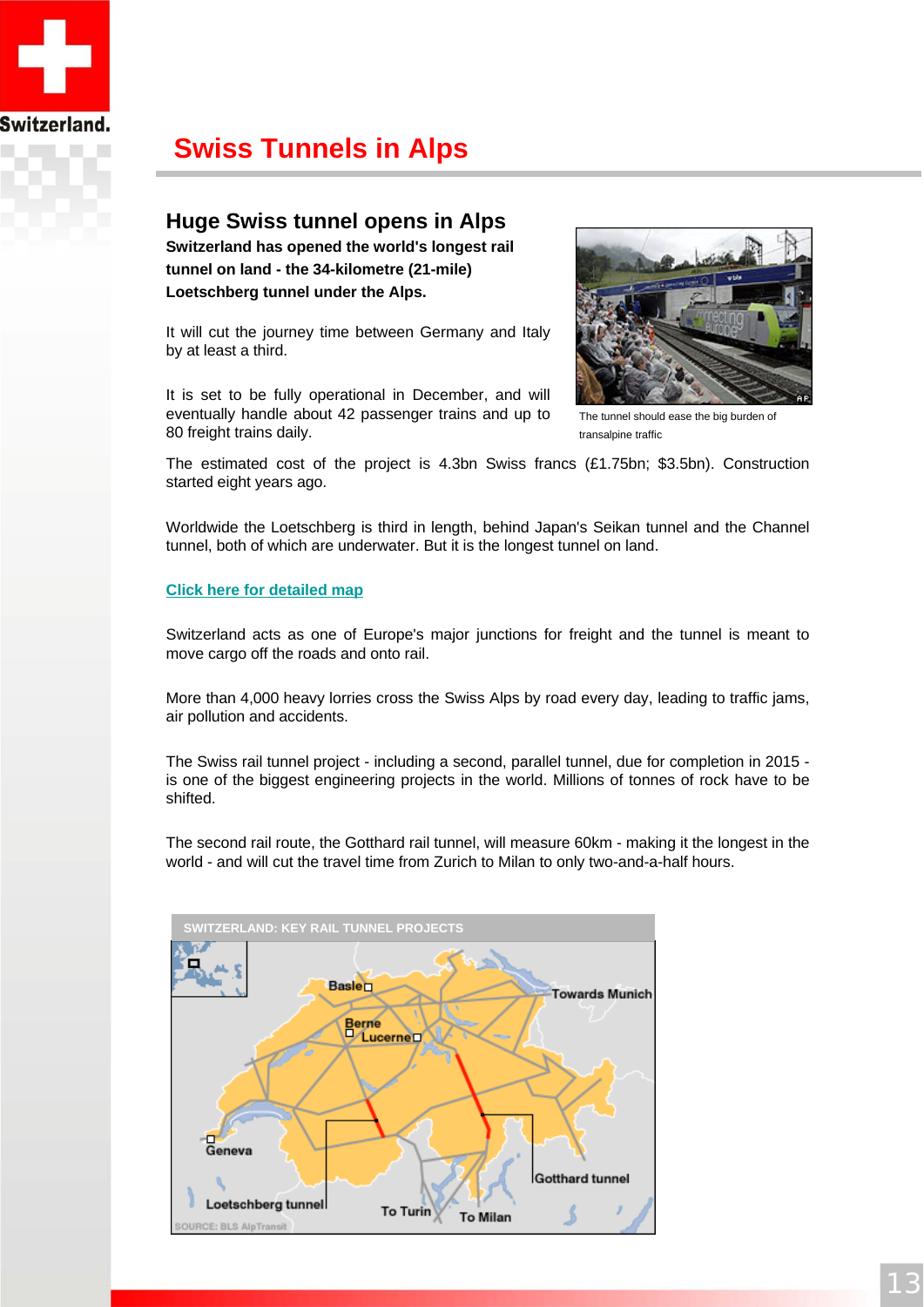# Swiss Tunnels in Alps

## Huge Swiss tunnel opens in Alps

**Switzerland has opened the world's longest rail tunnel on land - the 34-kilometre (21-mile) Loetschberg tunnel under the Alps.**

It will cut the journey time between Germany and Italy by at least a third.

It is set to be fully operational in December, and will eventually handle about 42 passenger trains and up to 80 freight trains daily.

The tunnel should ease the big burden of transalpine traffic

The estimated cost of the project is 4.3bn Swiss francs (£1.75bn; $3.5bn). Construction started eight years ago.

Worldwide the Loetschberg is third in length, behind Japan's Seikan tunnel and the Channel tunnel, both of which are underwater. But it is the longest tunnel on land.

Click here for detailed map

Switzerland acts as one of Europe's major junctions for freight and the tunnel is meant to move cargo off the roads and onto rail.

More than 4,000 heavy lorries cross the Swiss Alps by road every day, leading to traffic jams, air pollution and accidents.

The Swiss rail tunnel project - including a second, parallel tunnel, due for completion in 2015 - is one of the biggest engineering projects in the world. Millions of tonnes of rock have to be shifted.

The second rail route, the Gotthard rail tunnel, will measure 60km - making it the longest in the world - and will cut the travel time from Zurich to Milan to only two-and-a-half hours.

SWITZERLAND: KEY RAIL TUNNEL PROJECTS

SOURCE: BLS AlpTransit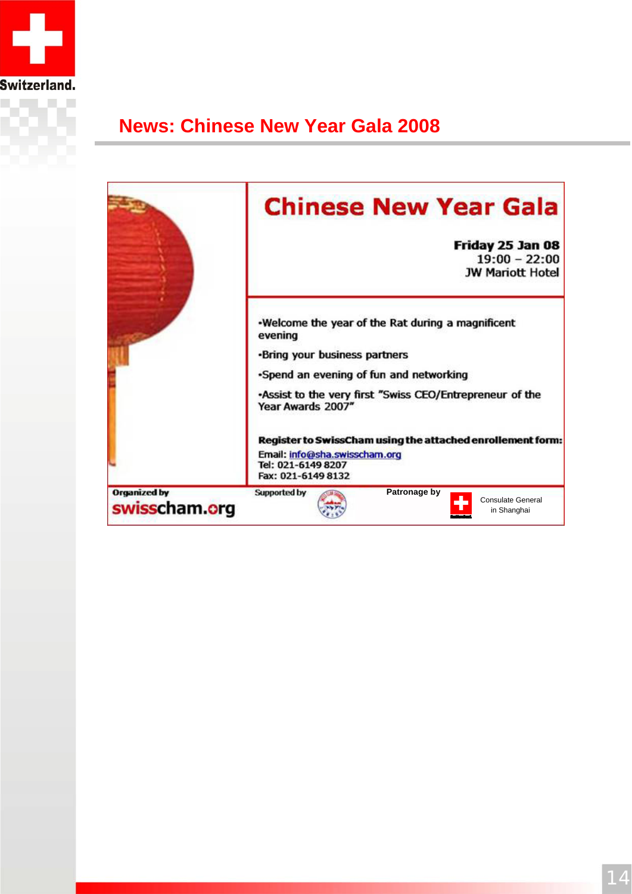# News: Chinese New Year Gala 2008

## Chinese New Year Gala

**Friday 25 Jan 08**
19:00 – 22:00
JW Mariott Hotel

- Welcome the year of the Rat during a magnificent evening
- Bring your business partners
- Spend an evening of fun and networking
- Assist to the very first "Swiss CEO/Entrepreneur of the Year Awards 2007"

**Register to SwissCham using the attached enrollement form:**
Email: info@sha.swisscham.org
Tel: 021-6149 8207
Fax: 021-6149 8132

**Organized by** swisscham.org

**Supported by**

**Patronage by** Consulate General in Shanghai